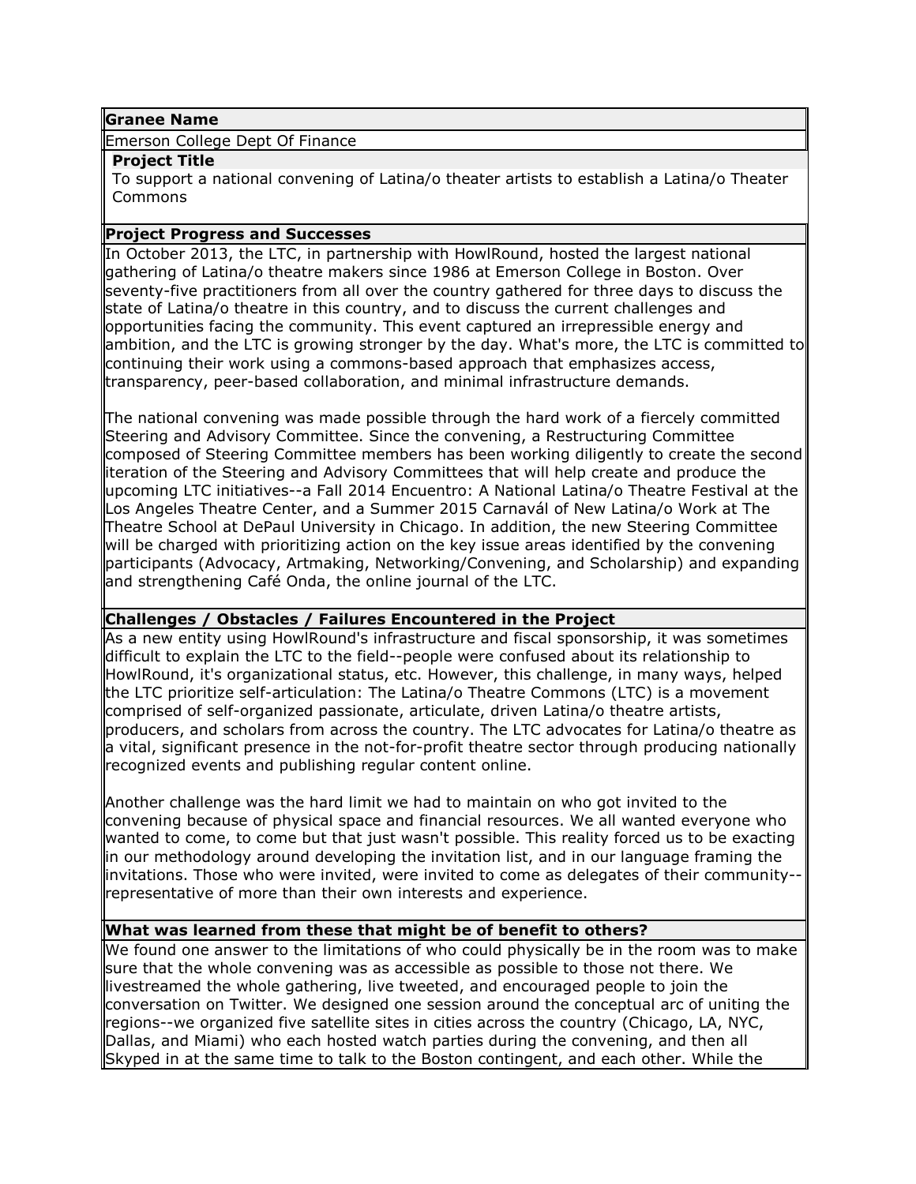**Granee Name**

Emerson College Dept Of Finance

**Project Title**

To support a national convening of Latina/o theater artists to establish a Latina/o Theater Commons

**Project Progress and Successes**

In October 2013, the LTC, in partnership with HowlRound, hosted the largest national gathering of Latina/o theatre makers since 1986 at Emerson College in Boston. Over seventy-five practitioners from all over the country gathered for three days to discuss the state of Latina/o theatre in this country, and to discuss the current challenges and opportunities facing the community. This event captured an irrepressible energy and ambition, and the LTC is growing stronger by the day. What's more, the LTC is committed to continuing their work using a commons-based approach that emphasizes access, transparency, peer-based collaboration, and minimal infrastructure demands.

The national convening was made possible through the hard work of a fiercely committed Steering and Advisory Committee. Since the convening, a Restructuring Committee composed of Steering Committee members has been working diligently to create the second iteration of the Steering and Advisory Committees that will help create and produce the upcoming LTC initiatives--a Fall 2014 Encuentro: A National Latina/o Theatre Festival at the Los Angeles Theatre Center, and a Summer 2015 Carnavál of New Latina/o Work at The Theatre School at DePaul University in Chicago. In addition, the new Steering Committee will be charged with prioritizing action on the key issue areas identified by the convening participants (Advocacy, Artmaking, Networking/Convening, and Scholarship) and expanding and strengthening Café Onda, the online journal of the LTC.

**Challenges / Obstacles / Failures Encountered in the Project**

As a new entity using HowlRound's infrastructure and fiscal sponsorship, it was sometimes difficult to explain the LTC to the field--people were confused about its relationship to HowlRound, it's organizational status, etc. However, this challenge, in many ways, helped the LTC prioritize self-articulation: The Latina/o Theatre Commons (LTC) is a movement comprised of self-organized passionate, articulate, driven Latina/o theatre artists, producers, and scholars from across the country. The LTC advocates for Latina/o theatre as a vital, significant presence in the not-for-profit theatre sector through producing nationally recognized events and publishing regular content online.

Another challenge was the hard limit we had to maintain on who got invited to the convening because of physical space and financial resources. We all wanted everyone who wanted to come, to come but that just wasn't possible. This reality forced us to be exacting in our methodology around developing the invitation list, and in our language framing the invitations. Those who were invited, were invited to come as delegates of their community--representative of more than their own interests and experience.

**What was learned from these that might be of benefit to others?**

We found one answer to the limitations of who could physically be in the room was to make sure that the whole convening was as accessible as possible to those not there. We livestreamed the whole gathering, live tweeted, and encouraged people to join the conversation on Twitter. We designed one session around the conceptual arc of uniting the regions--we organized five satellite sites in cities across the country (Chicago, LA, NYC, Dallas, and Miami) who each hosted watch parties during the convening, and then all Skyped in at the same time to talk to the Boston contingent, and each other. While the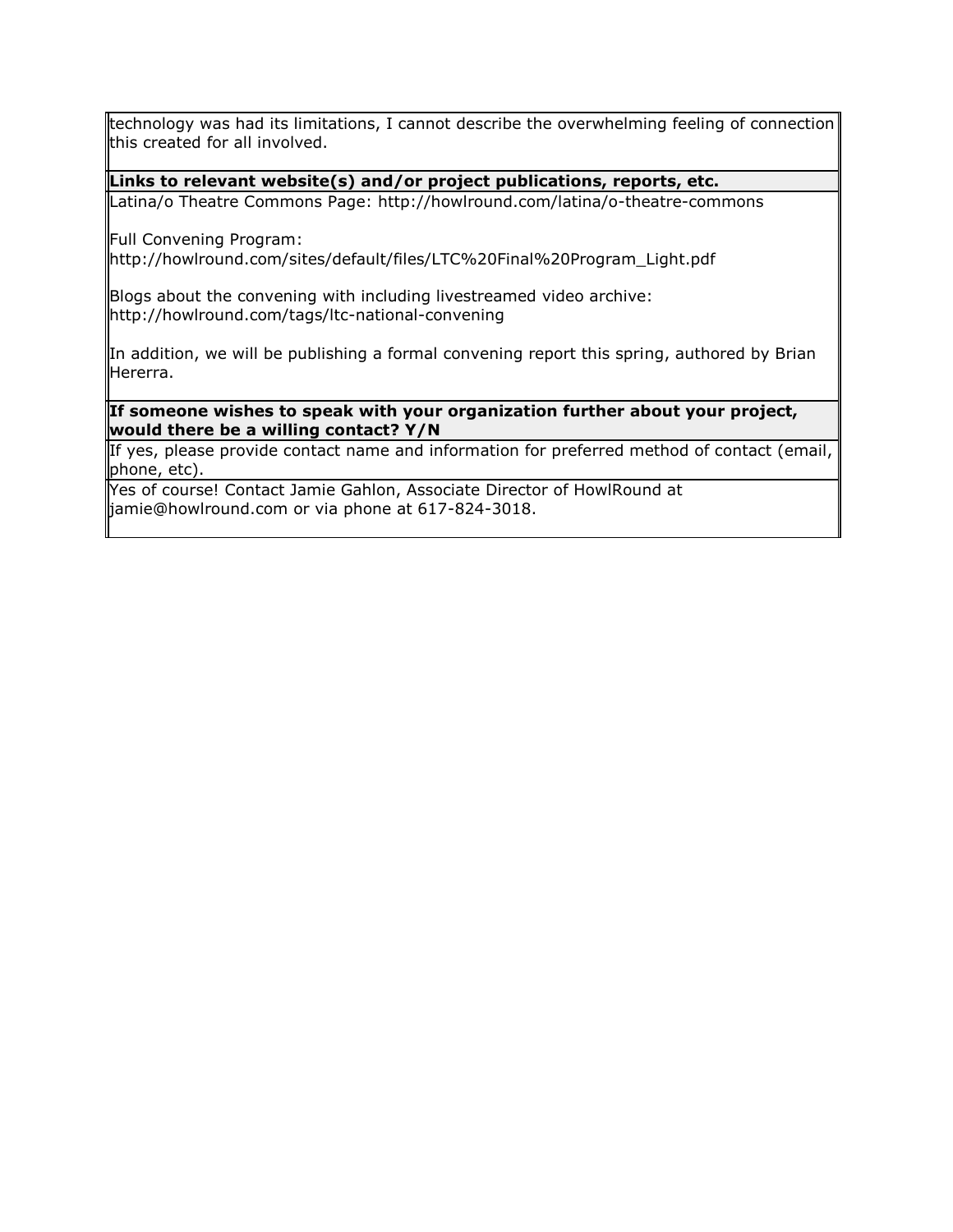technology was had its limitations, I cannot describe the overwhelming feeling of connection this created for all involved.

**Links to relevant website(s) and/or project publications, reports, etc.**

Latina/o Theatre Commons Page: http://howlround.com/latina/o-theatre-commons

Full Convening Program:
http://howlround.com/sites/default/files/LTC%20Final%20Program_Light.pdf

Blogs about the convening with including livestreamed video archive:
http://howlround.com/tags/ltc-national-convening

In addition, we will be publishing a formal convening report this spring, authored by Brian Hererra.

**If someone wishes to speak with your organization further about your project, would there be a willing contact? Y/N**

If yes, please provide contact name and information for preferred method of contact (email, phone, etc).

Yes of course! Contact Jamie Gahlon, Associate Director of HowlRound at jamie@howlround.com or via phone at 617-824-3018.